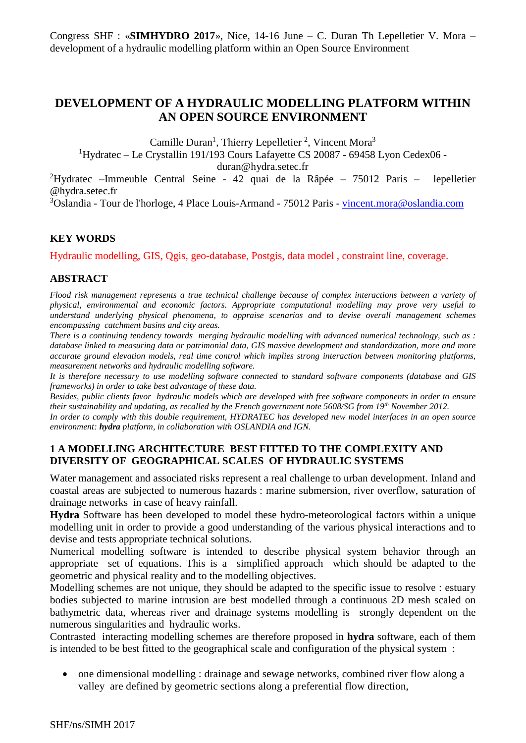# DEVELOPMENT OF A HYDRAULIC MODELLING PLATFORM WITHIN AN OPEN SOURCE ENVIRONMENT

Camille Duran[1], Thierry Lepelletier [2], Vincent Mora[3]

[1]Hydratec – Le Crystallin 191/193 Cours Lafayette CS 20087 - 69458 Lyon Cedex06 - duran@hydra.setec.fr

[2]Hydratec –Immeuble Central Seine - 42 quai de la Râpée – 75012 Paris – lepelletier @hydra.setec.fr

[3]Oslandia - Tour de l'horloge, 4 Place Louis-Armand - 75012 Paris - vincent.mora@oslandia.com

## KEY WORDS

Hydraulic modelling, GIS, Qgis, geo-database, Postgis, data model , constraint line, coverage.

## ABSTRACT

*Flood risk management represents a true technical challenge because of complex interactions between a variety of physical, environmental and economic factors. Appropriate computational modelling may prove very useful to understand underlying physical phenomena, to appraise scenarios and to devise overall management schemes encompassing catchment basins and city areas.*

*There is a continuing tendency towards merging hydraulic modelling with advanced numerical technology, such as : database linked to measuring data or patrimonial data, GIS massive development and standardization, more and more accurate ground elevation models, real time control which implies strong interaction between monitoring platforms, measurement networks and hydraulic modelling software.*

*It is therefore necessary to use modelling software connected to standard software components (database and GIS frameworks) in order to take best advantage of these data.*

*Besides, public clients favor hydraulic models which are developed with free software components in order to ensure their sustainability and updating, as recalled by the French government note 5608/SG from 19th November 2012.*

*In order to comply with this double requirement, HYDRATEC has developed new model interfaces in an open source environment: **hydra** platform, in collaboration with OSLANDIA and IGN.*

## 1 A MODELLING ARCHITECTURE BEST FITTED TO THE COMPLEXITY AND DIVERSITY OF GEOGRAPHICAL SCALES OF HYDRAULIC SYSTEMS

Water management and associated risks represent a real challenge to urban development. Inland and coastal areas are subjected to numerous hazards : marine submersion, river overflow, saturation of drainage networks in case of heavy rainfall.

**Hydra** Software has been developed to model these hydro-meteorological factors within a unique modelling unit in order to provide a good understanding of the various physical interactions and to devise and tests appropriate technical solutions.

Numerical modelling software is intended to describe physical system behavior through an appropriate set of equations. This is a simplified approach which should be adapted to the geometric and physical reality and to the modelling objectives.

Modelling schemes are not unique, they should be adapted to the specific issue to resolve : estuary bodies subjected to marine intrusion are best modelled through a continuous 2D mesh scaled on bathymetric data, whereas river and drainage systems modelling is strongly dependent on the numerous singularities and hydraulic works.

Contrasted interacting modelling schemes are therefore proposed in **hydra** software, each of them is intended to be best fitted to the geographical scale and configuration of the physical system :

- one dimensional modelling : drainage and sewage networks, combined river flow along a valley are defined by geometric sections along a preferential flow direction,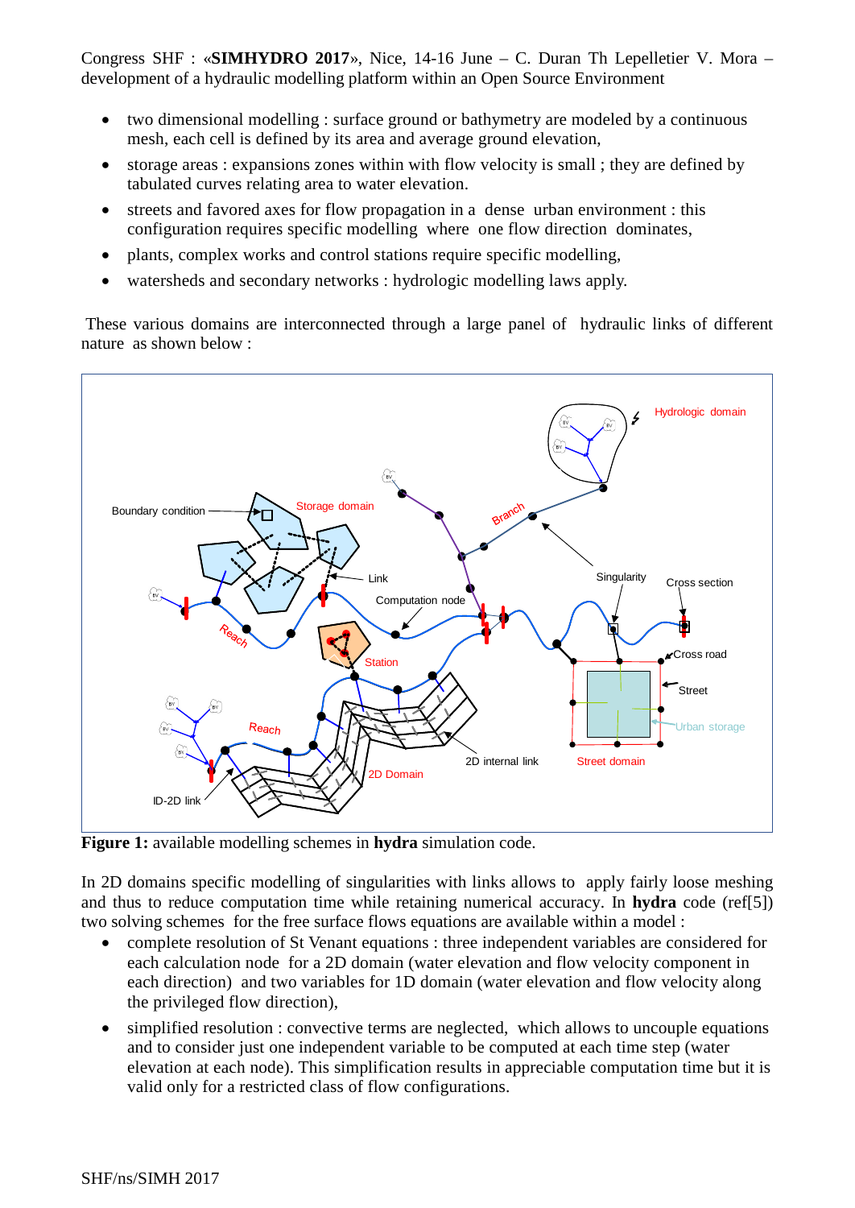- two dimensional modelling : surface ground or bathymetry are modeled by a continuous mesh, each cell is defined by its area and average ground elevation,
- storage areas : expansions zones within with flow velocity is small ; they are defined by tabulated curves relating area to water elevation.
- streets and favored axes for flow propagation in a dense urban environment : this configuration requires specific modelling where one flow direction dominates,
- plants, complex works and control stations require specific modelling,
- watersheds and secondary networks : hydrologic modelling laws apply.

These various domains are interconnected through a large panel of hydraulic links of different nature as shown below :

**Figure 1:** available modelling schemes in **hydra** simulation code.

In 2D domains specific modelling of singularities with links allows to apply fairly loose meshing and thus to reduce computation time while retaining numerical accuracy. In **hydra** code (ref[5]) two solving schemes for the free surface flows equations are available within a model :

- complete resolution of St Venant equations : three independent variables are considered for each calculation node for a 2D domain (water elevation and flow velocity component in each direction) and two variables for 1D domain (water elevation and flow velocity along the privileged flow direction),
- simplified resolution : convective terms are neglected, which allows to uncouple equations and to consider just one independent variable to be computed at each time step (water elevation at each node). This simplification results in appreciable computation time but it is valid only for a restricted class of flow configurations.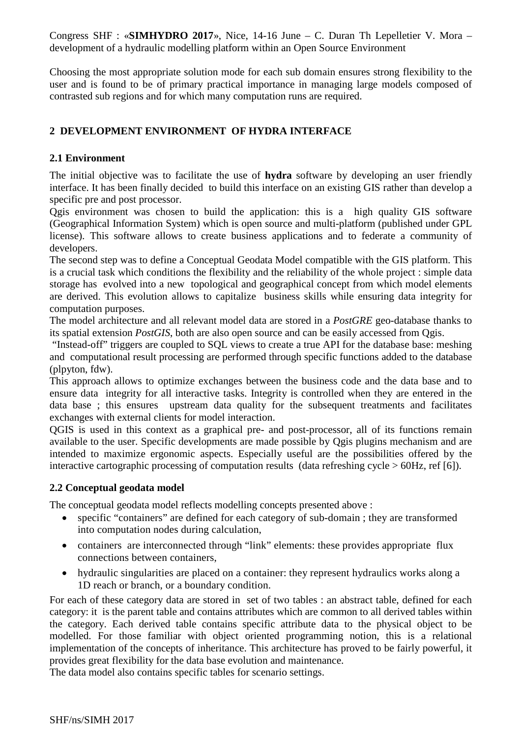Choosing the most appropriate solution mode for each sub domain ensures strong flexibility to the user and is found to be of primary practical importance in managing large models composed of contrasted sub regions and for which many computation runs are required.

## 2 DEVELOPMENT ENVIRONMENT OF HYDRA INTERFACE

### 2.1 Environment

The initial objective was to facilitate the use of **hydra** software by developing an user friendly interface. It has been finally decided to build this interface on an existing GIS rather than develop a specific pre and post processor.

Qgis environment was chosen to build the application: this is a high quality GIS software (Geographical Information System) which is open source and multi-platform (published under GPL license). This software allows to create business applications and to federate a community of developers.

The second step was to define a Conceptual Geodata Model compatible with the GIS platform. This is a crucial task which conditions the flexibility and the reliability of the whole project : simple data storage has evolved into a new topological and geographical concept from which model elements are derived. This evolution allows to capitalize business skills while ensuring data integrity for computation purposes.

The model architecture and all relevant model data are stored in a *PostGRE* geo-database thanks to its spatial extension *PostGIS*, both are also open source and can be easily accessed from Qgis.

"Instead-off" triggers are coupled to SQL views to create a true API for the database base: meshing and computational result processing are performed through specific functions added to the database (plpyton, fdw).

This approach allows to optimize exchanges between the business code and the data base and to ensure data integrity for all interactive tasks. Integrity is controlled when they are entered in the data base ; this ensures upstream data quality for the subsequent treatments and facilitates exchanges with external clients for model interaction.

QGIS is used in this context as a graphical pre- and post-processor, all of its functions remain available to the user. Specific developments are made possible by Qgis plugins mechanism and are intended to maximize ergonomic aspects. Especially useful are the possibilities offered by the interactive cartographic processing of computation results (data refreshing cycle > 60Hz, ref [6]).

### 2.2 Conceptual geodata model

The conceptual geodata model reflects modelling concepts presented above :

- specific "containers" are defined for each category of sub-domain ; they are transformed into computation nodes during calculation,
- containers are interconnected through "link" elements: these provides appropriate flux connections between containers,
- hydraulic singularities are placed on a container: they represent hydraulics works along a 1D reach or branch, or a boundary condition.

For each of these category data are stored in set of two tables : an abstract table, defined for each category: it is the parent table and contains attributes which are common to all derived tables within the category. Each derived table contains specific attribute data to the physical object to be modelled. For those familiar with object oriented programming notion, this is a relational implementation of the concepts of inheritance. This architecture has proved to be fairly powerful, it provides great flexibility for the data base evolution and maintenance.

The data model also contains specific tables for scenario settings.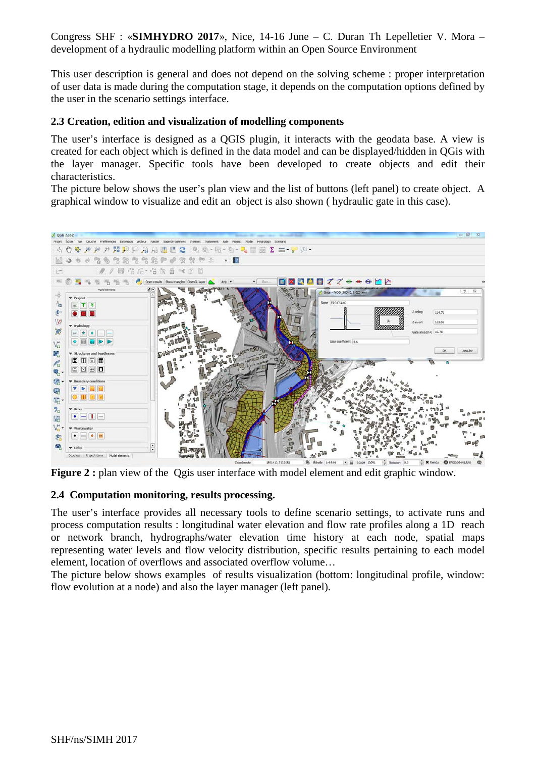This user description is general and does not depend on the solving scheme : proper interpretation of user data is made during the computation stage, it depends on the computation options defined by the user in the scenario settings interface.

### 2.3 Creation, edition and visualization of modelling components

The user's interface is designed as a QGIS plugin, it interacts with the geodata base. A view is created for each object which is defined in the data model and can be displayed/hidden in QGis with the layer manager. Specific tools have been developed to create objects and edit their characteristics.

The picture below shows the user's plan view and the list of buttons (left panel) to create object. A graphical window to visualize and edit an object is also shown ( hydraulic gate in this case).

**Figure 2 :** plan view of the Qgis user interface with model element and edit graphic window.

### 2.4 Computation monitoring, results processing.

The user's interface provides all necessary tools to define scenario settings, to activate runs and process computation results : longitudinal water elevation and flow rate profiles along a 1D reach or network branch, hydrographs/water elevation time history at each node, spatial maps representing water levels and flow velocity distribution, specific results pertaining to each model element, location of overflows and associated overflow volume…

The picture below shows examples of results visualization (bottom: longitudinal profile, window: flow evolution at a node) and also the layer manager (left panel).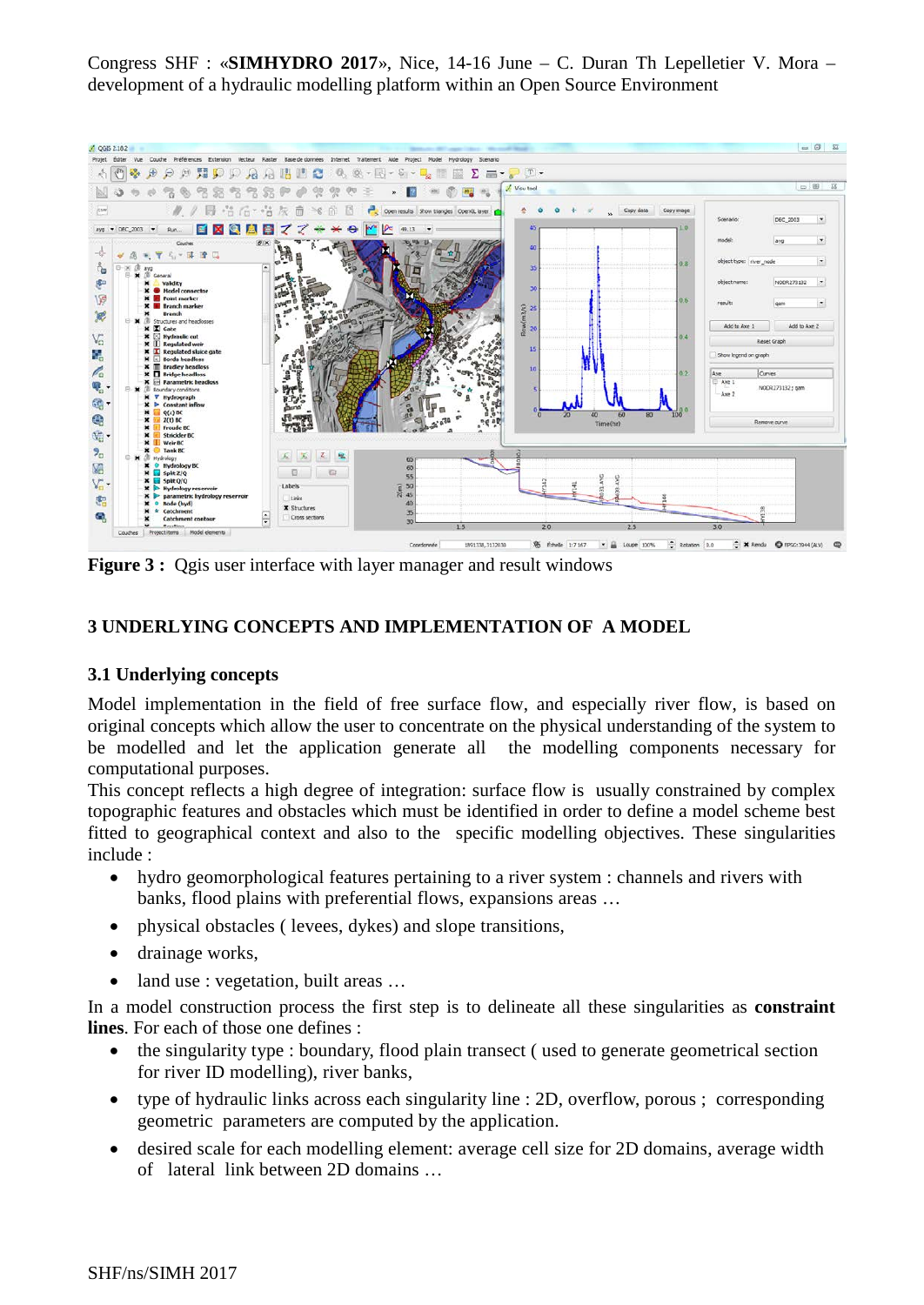**Figure 3 :** Qgis user interface with layer manager and result windows

## 3 UNDERLYING CONCEPTS AND IMPLEMENTATION OF A MODEL

### 3.1 Underlying concepts

Model implementation in the field of free surface flow, and especially river flow, is based on original concepts which allow the user to concentrate on the physical understanding of the system to be modelled and let the application generate all the modelling components necessary for computational purposes.

This concept reflects a high degree of integration: surface flow is usually constrained by complex topographic features and obstacles which must be identified in order to define a model scheme best fitted to geographical context and also to the specific modelling objectives. These singularities include :

- hydro geomorphological features pertaining to a river system : channels and rivers with banks, flood plains with preferential flows, expansions areas …
- physical obstacles ( levees, dykes) and slope transitions,
- drainage works,
- land use : vegetation, built areas …

In a model construction process the first step is to delineate all these singularities as **constraint lines**. For each of these one defines :

- the singularity type : boundary, flood plain transect ( used to generate geometrical section for river ID modelling), river banks,
- type of hydraulic links across each singularity line : 2D, overflow, porous ; corresponding geometric parameters are computed by the application.
- desired scale for each modelling element: average cell size for 2D domains, average width of lateral link between 2D domains …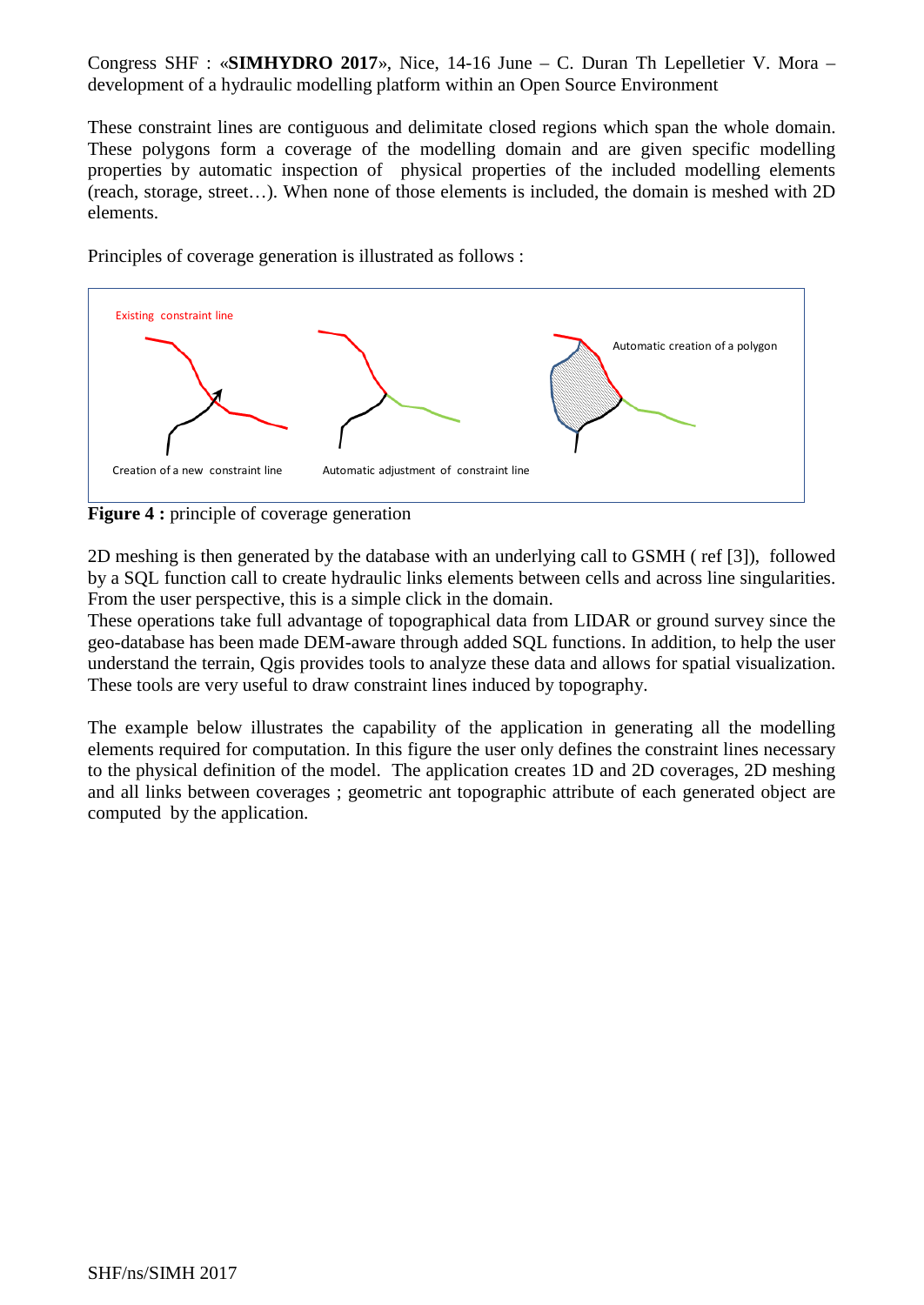These constraint lines are contiguous and delimitate closed regions which span the whole domain. These polygons form a coverage of the modelling domain and are given specific modelling properties by automatic inspection of physical properties of the included modelling elements (reach, storage, street…). When none of those elements is included, the domain is meshed with 2D elements.

Principles of coverage generation is illustrated as follows :

**Figure 4 :** principle of coverage generation

2D meshing is then generated by the database with an underlying call to GSMH ( ref [3]), followed by a SQL function call to create hydraulic links elements between cells and across line singularities. From the user perspective, this is a simple click in the domain.
These operations take full advantage of topographical data from LIDAR or ground survey since the geo-database has been made DEM-aware through added SQL functions. In addition, to help the user understand the terrain, Qgis provides tools to analyze these data and allows for spatial visualization. These tools are very useful to draw constraint lines induced by topography.

The example below illustrates the capability of the application in generating all the modelling elements required for computation. In this figure the user only defines the constraint lines necessary to the physical definition of the model. The application creates 1D and 2D coverages, 2D meshing and all links between coverages ; geometric ant topographic attribute of each generated object are computed by the application.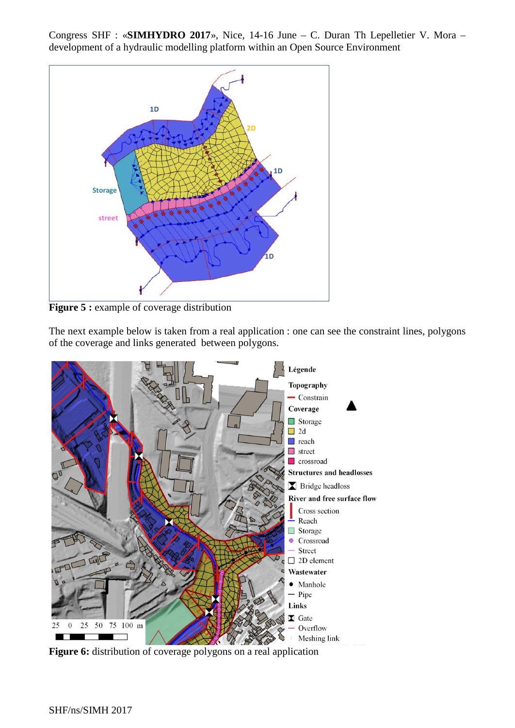**Figure 5 :** example of coverage distribution

The next example below is taken from a real application : one can see the constraint lines, polygons of the coverage and links generated between polygons.

**Figure 6:** distribution of coverage polygons on a real application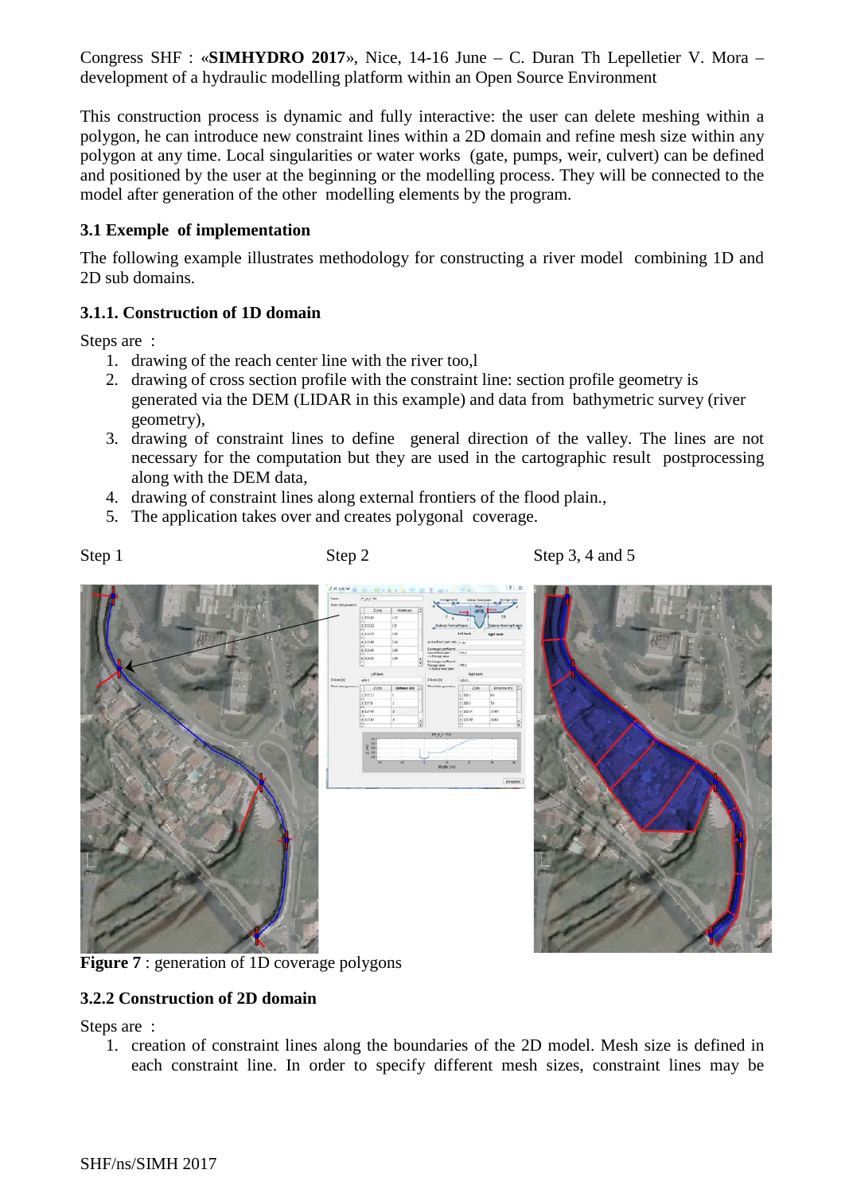This construction process is dynamic and fully interactive: the user can delete meshing within a polygon, he can introduce new constraint lines within a 2D domain and refine mesh size within any polygon at any time. Local singularities or water works (gate, pumps, weir, culvert) can be defined and positioned by the user at the beginning or the modelling process. They will be connected to the model after generation of the other modelling elements by the program.

### 3.1 Exemple of implementation

The following example illustrates methodology for constructing a river model combining 1D and 2D sub domains.

#### 3.1.1. Construction of 1D domain

Steps are :

1. drawing of the reach center line with the river too,l
2. drawing of cross section profile with the constraint line: section profile geometry is generated via the DEM (LIDAR in this example) and data from bathymetric survey (river geometry),
3. drawing of constraint lines to define general direction of the valley. The lines are not necessary for the computation but they are used in the cartographic result postprocessing along with the DEM data,
4. drawing of constraint lines along external frontiers of the flood plain.,
5. The application takes over and creates polygonal coverage.

Step 1 Step 2 Step 3, 4 and 5

**Figure 7** : generation of 1D coverage polygons

#### 3.2.2 Construction of 2D domain

Steps are :

1. creation of constraint lines along the boundaries of the 2D model. Mesh size is defined in each constraint line. In order to specify different mesh sizes, constraint lines may be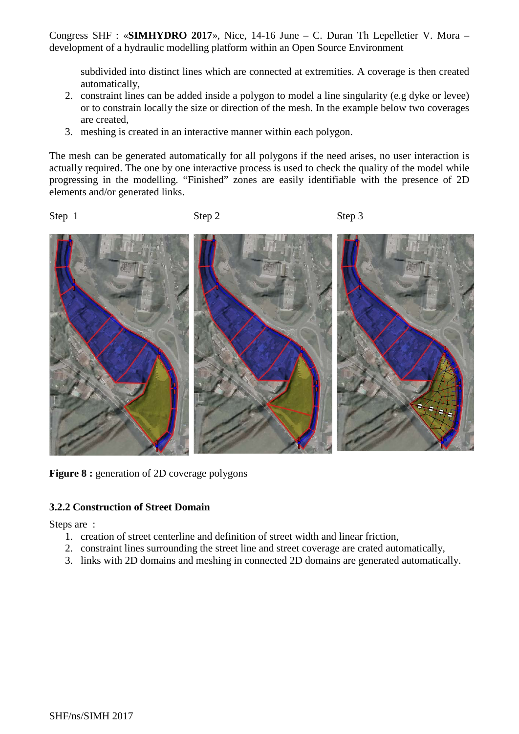subdivided into distinct lines which are connected at extremities. A coverage is then created automatically,

2. constraint lines can be added inside a polygon to model a line singularity (e.g dyke or levee) or to constrain locally the size or direction of the mesh. In the example below two coverages are created,
3. meshing is created in an interactive manner within each polygon.

The mesh can be generated automatically for all polygons if the need arises, no user interaction is actually required. The one by one interactive process is used to check the quality of the model while progressing in the modelling. "Finished" zones are easily identifiable with the presence of 2D elements and/or generated links.

Step 1 Step 2 Step 3

**Figure 8 :** generation of 2D coverage polygons

### 3.2.2 Construction of Street Domain

Steps are :

1. creation of street centerline and definition of street width and linear friction,
2. constraint lines surrounding the street line and street coverage are crated automatically,
3. links with 2D domains and meshing in connected 2D domains are generated automatically.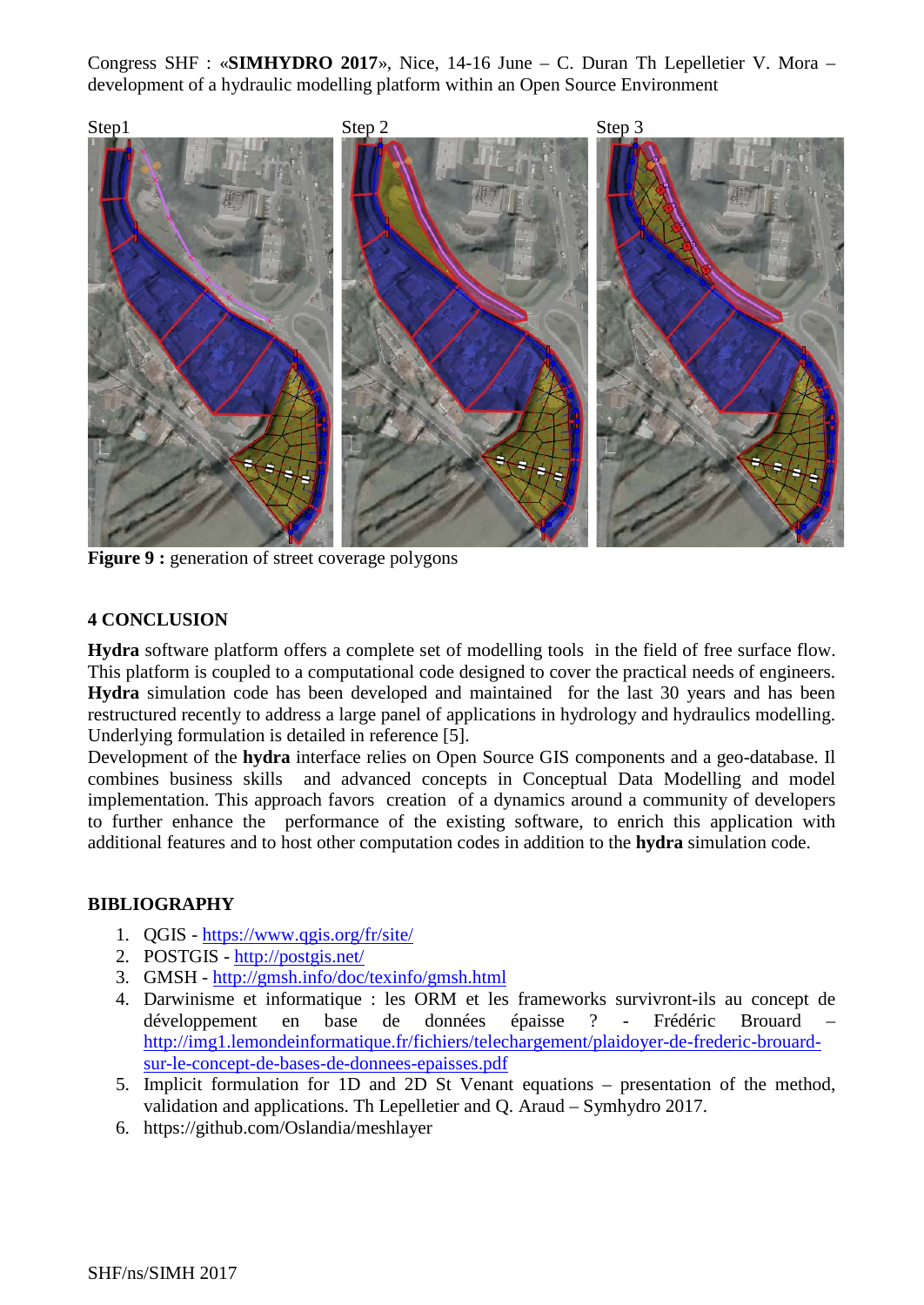Step1 Step 2 Step 3

**Figure 9 :** generation of street coverage polygons

## 4 CONCLUSION

**Hydra** software platform offers a complete set of modelling tools in the field of free surface flow. This platform is coupled to a computational code designed to cover the practical needs of engineers. **Hydra** simulation code has been developed and maintained for the last 30 years and has been restructured recently to address a large panel of applications in hydrology and hydraulics modelling. Underlying formulation is detailed in reference [5].

Development of the **hydra** interface relies on Open Source GIS components and a geo-database. Il combines business skills and advanced concepts in Conceptual Data Modelling and model implementation. This approach favors creation of a dynamics around a community of developers to further enhance the performance of the existing software, to enrich this application with additional features and to host other computation codes in addition to the **hydra** simulation code.

## BIBLIOGRAPHY

1. QGIS - https://www.qgis.org/fr/site/
2. POSTGIS - http://postgis.net/
3. GMSH - http://gmsh.info/doc/texinfo/gmsh.html
4. Darwinisme et informatique : les ORM et les frameworks survivront-ils au concept de développement en base de données épaisse ? - Frédéric Brouard – http://img1.lemondeinformatique.fr/fichiers/telechargement/plaidoyer-de-frederic-brouard-sur-le-concept-de-bases-de-donnees-epaisses.pdf
5. Implicit formulation for 1D and 2D St Venant equations – presentation of the method, validation and applications. Th Lepelletier and Q. Araud – Symhydro 2017.
6. https://github.com/Oslandia/meshlayer